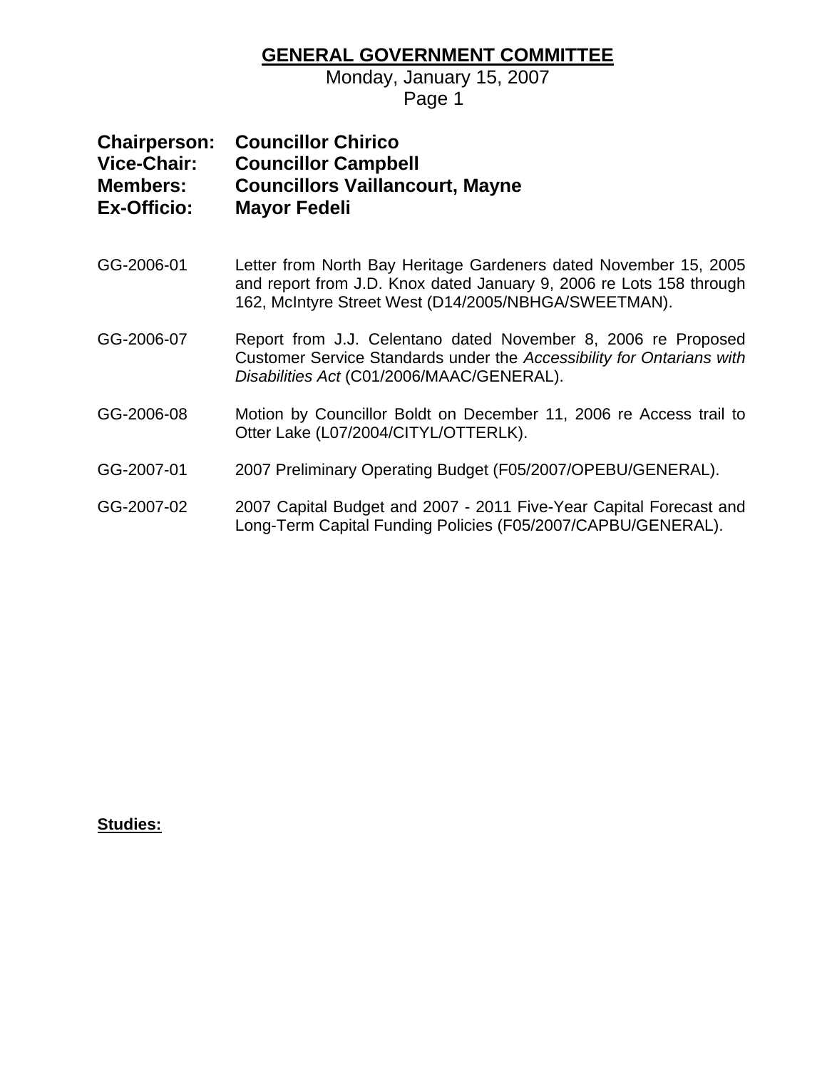# GENERAL GOVERNMENT COMMITTEE

Monday, January 15, 2007

**Chairperson:** **Councillor Chirico**
**Vice-Chair:** **Councillor Campbell**
**Members:** **Councillors Vaillancourt, Mayne**
**Ex-Officio:** **Mayor Fedeli**

GG-2006-01 Letter from North Bay Heritage Gardeners dated November 15, 2005 and report from J.D. Knox dated January 9, 2006 re Lots 158 through 162, McIntyre Street West (D14/2005/NBHGA/SWEETMAN).

GG-2006-07 Report from J.J. Celentano dated November 8, 2006 re Proposed Customer Service Standards under the *Accessibility for Ontarians with Disabilities Act* (C01/2006/MAAC/GENERAL).

GG-2006-08 Motion by Councillor Boldt on December 11, 2006 re Access trail to Otter Lake (L07/2004/CITYL/OTTERLK).

GG-2007-01 2007 Preliminary Operating Budget (F05/2007/OPEBU/GENERAL).

GG-2007-02 2007 Capital Budget and 2007 - 2011 Five-Year Capital Forecast and Long-Term Capital Funding Policies (F05/2007/CAPBU/GENERAL).

**Studies:**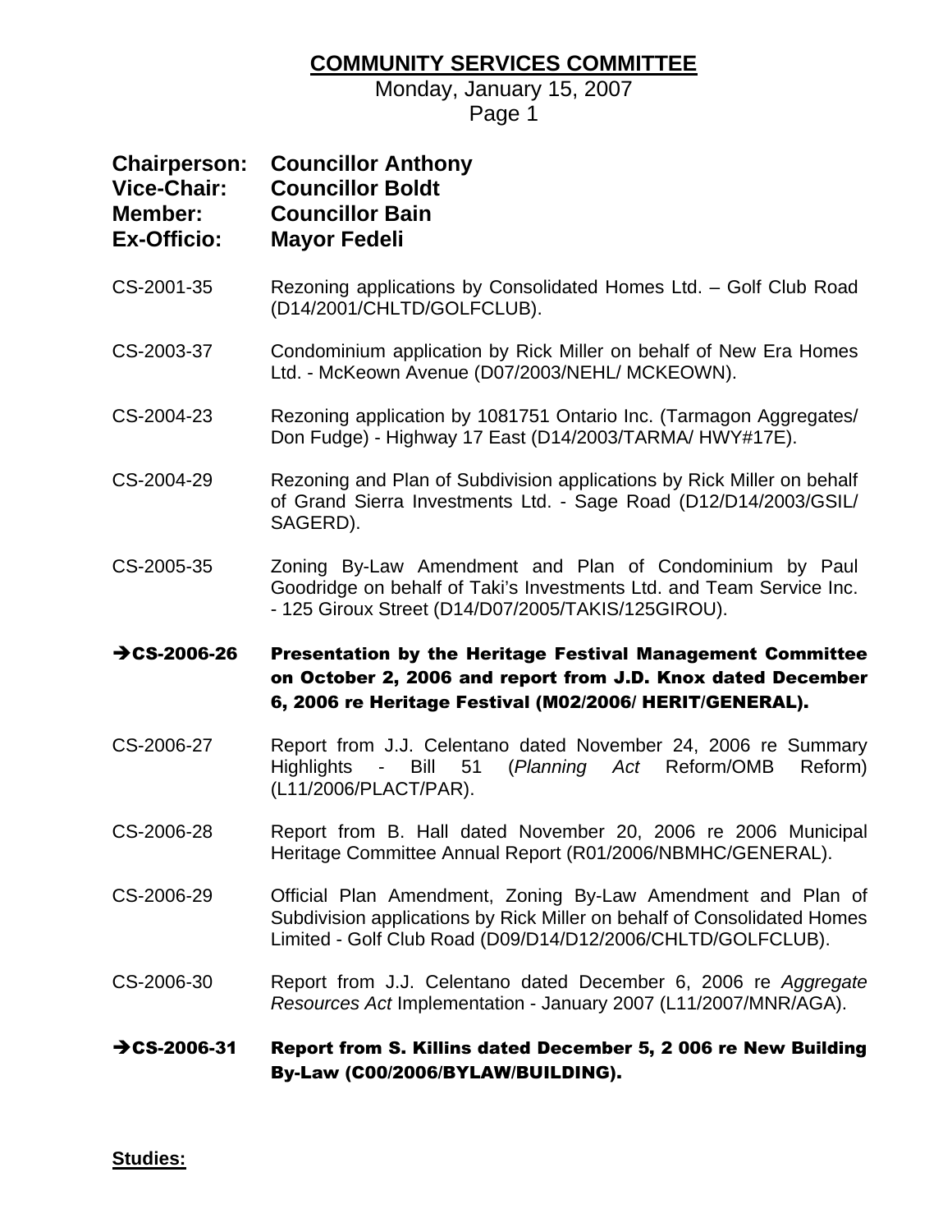# COMMUNITY SERVICES COMMITTEE

Monday, January 15, 2007

**Chairperson:** **Councillor Anthony**
**Vice-Chair:** **Councillor Boldt**
**Member:** **Councillor Bain**
**Ex-Officio:** **Mayor Fedeli**

CS-2001-35 Rezoning applications by Consolidated Homes Ltd. – Golf Club Road (D14/2001/CHLTD/GOLFCLUB).

CS-2003-37 Condominium application by Rick Miller on behalf of New Era Homes Ltd. - McKeown Avenue (D07/2003/NEHL/ MCKEOWN).

CS-2004-23 Rezoning application by 1081751 Ontario Inc. (Tarmagon Aggregates/ Don Fudge) - Highway 17 East (D14/2003/TARMA/ HWY#17E).

CS-2004-29 Rezoning and Plan of Subdivision applications by Rick Miller on behalf of Grand Sierra Investments Ltd. - Sage Road (D12/D14/2003/GSIL/ SAGERD).

CS-2005-35 Zoning By-Law Amendment and Plan of Condominium by Paul Goodridge on behalf of Taki's Investments Ltd. and Team Service Inc. - 125 Giroux Street (D14/D07/2005/TAKIS/125GIROU).

**➔CS-2006-26 Presentation by the Heritage Festival Management Committee on October 2, 2006 and report from J.D. Knox dated December 6, 2006 re Heritage Festival (M02/2006/ HERIT/GENERAL).**

CS-2006-27 Report from J.J. Celentano dated November 24, 2006 re Summary Highlights - Bill 51 (*Planning Act* Reform/OMB Reform) (L11/2006/PLACT/PAR).

CS-2006-28 Report from B. Hall dated November 20, 2006 re 2006 Municipal Heritage Committee Annual Report (R01/2006/NBMHC/GENERAL).

CS-2006-29 Official Plan Amendment, Zoning By-Law Amendment and Plan of Subdivision applications by Rick Miller on behalf of Consolidated Homes Limited - Golf Club Road (D09/D14/D12/2006/CHLTD/GOLFCLUB).

CS-2006-30 Report from J.J. Celentano dated December 6, 2006 re *Aggregate Resources Act* Implementation - January 2007 (L11/2007/MNR/AGA).

**➔CS-2006-31 Report from S. Killins dated December 5, 2 006 re New Building By-Law (C00/2006/BYLAW/BUILDING).**

**Studies:**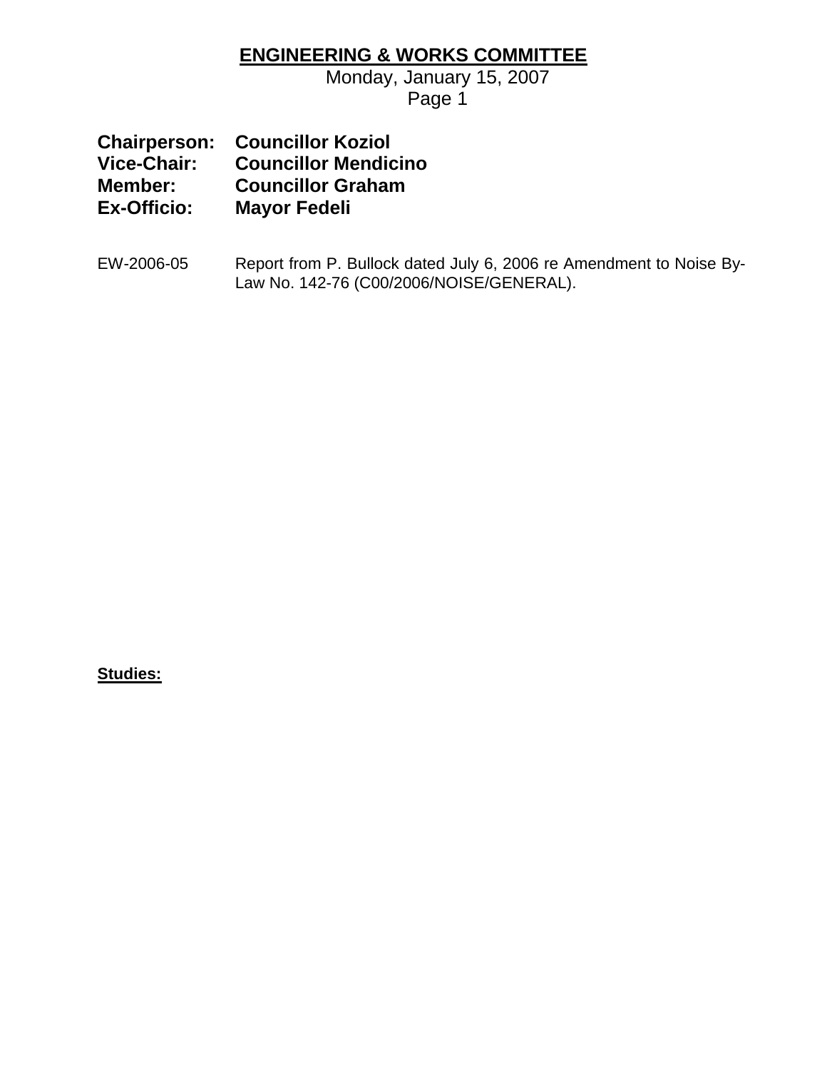## ENGINEERING & WORKS COMMITTEE

Monday, January 15, 2007

**Chairperson:** **Councillor Koziol**
**Vice-Chair:** **Councillor Mendicino**
**Member:** **Councillor Graham**
**Ex-Officio:** **Mayor Fedeli**

EW-2006-05 Report from P. Bullock dated July 6, 2006 re Amendment to Noise By-Law No. 142-76 (C00/2006/NOISE/GENERAL).

**Studies:**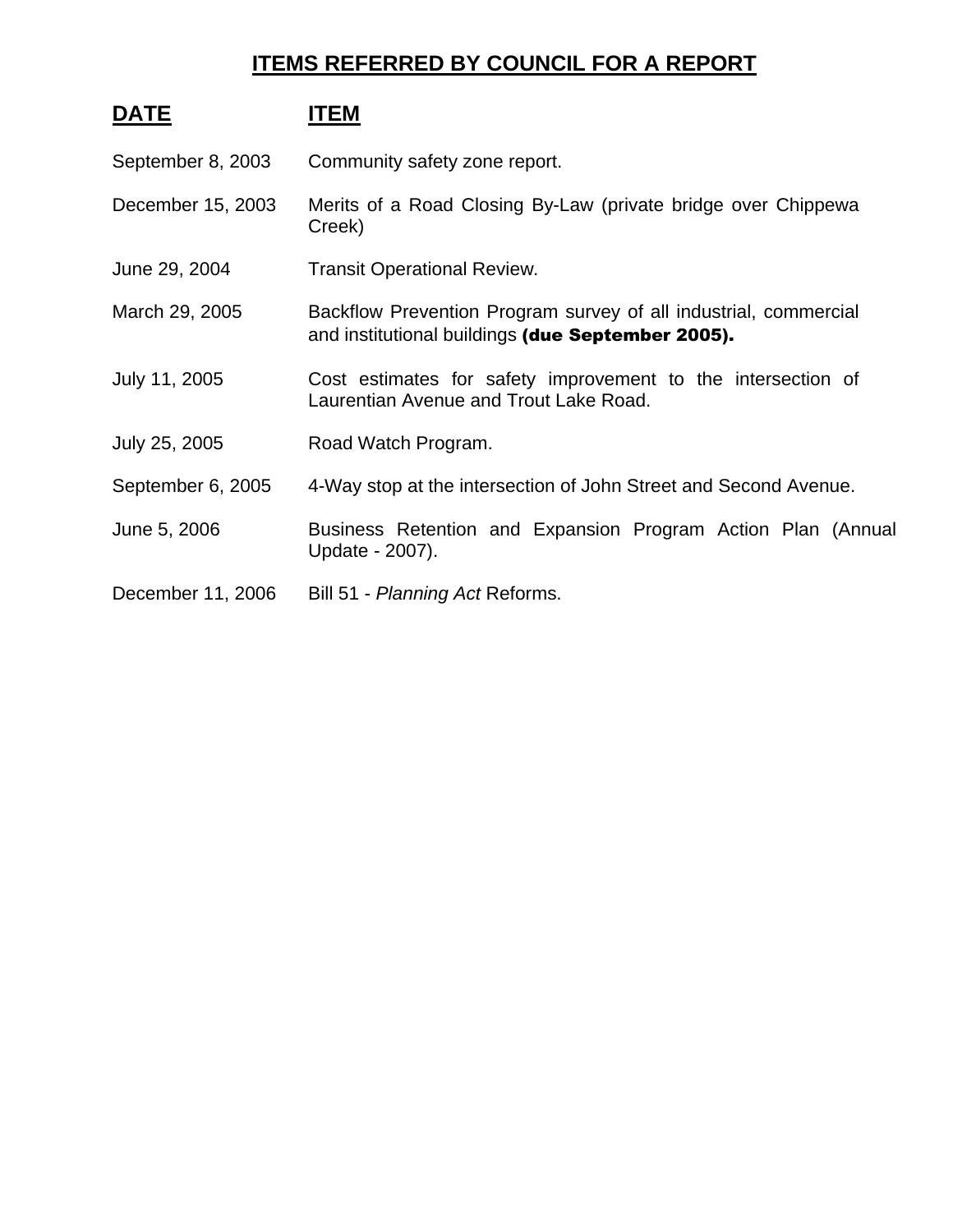# ITEMS REFERRED BY COUNCIL FOR A REPORT

| DATE | ITEM |
|---|---|
| September 8, 2003 | Community safety zone report. |
| December 15, 2003 | Merits of a Road Closing By-Law (private bridge over Chippewa Creek) |
| June 29, 2004 | Transit Operational Review. |
| March 29, 2005 | Backflow Prevention Program survey of all industrial, commercial and institutional buildings **(due September 2005).** |
| July 11, 2005 | Cost estimates for safety improvement to the intersection of Laurentian Avenue and Trout Lake Road. |
| July 25, 2005 | Road Watch Program. |
| September 6, 2005 | 4-Way stop at the intersection of John Street and Second Avenue. |
| June 5, 2006 | Business Retention and Expansion Program Action Plan (Annual Update - 2007). |
| December 11, 2006 | Bill 51 - *Planning Act* Reforms. |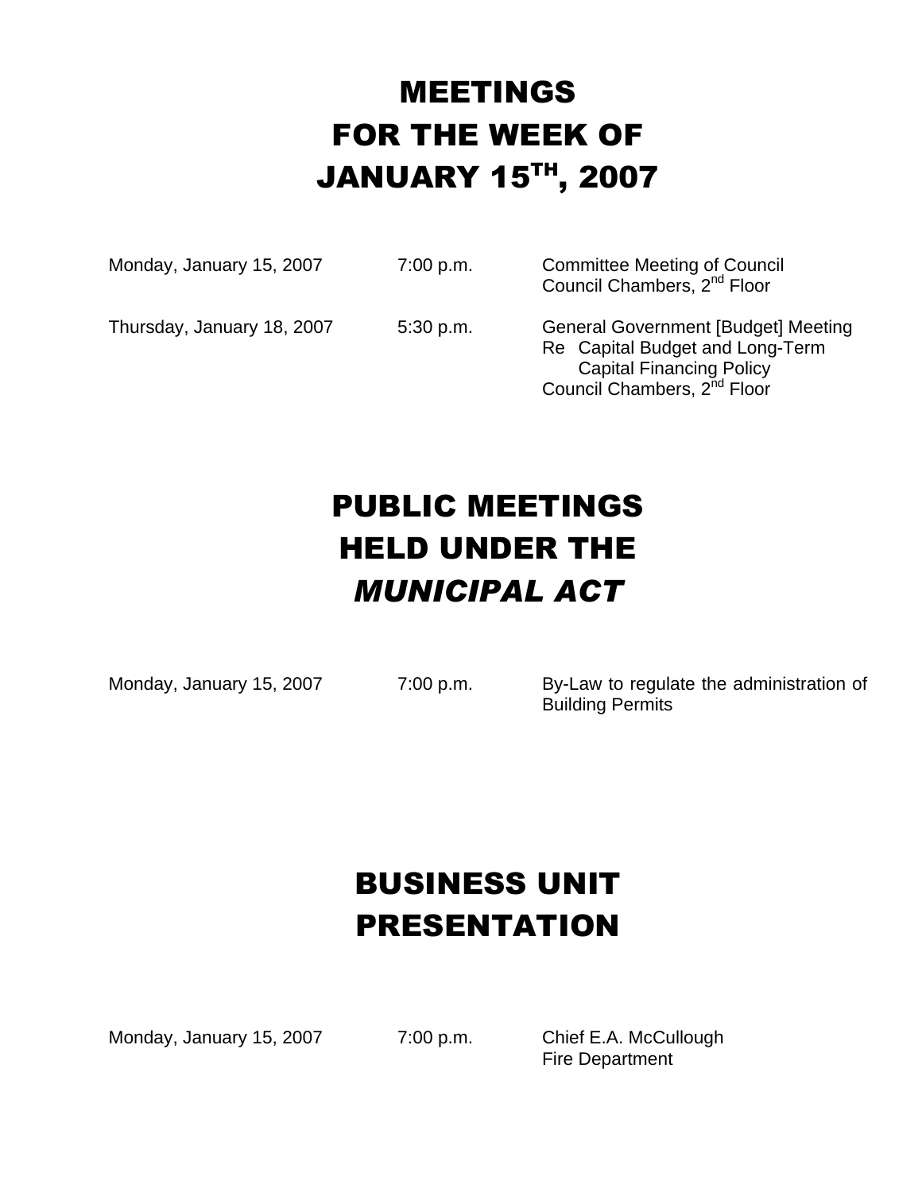# MEETINGS FOR THE WEEK OF JANUARY 15TH, 2007

| | | |
|---|---|---|
| Monday, January 15, 2007 | 7:00 p.m. | Committee Meeting of Council<br>Council Chambers, 2nd Floor |
| Thursday, January 18, 2007 | 5:30 p.m. | General Government [Budget] Meeting<br>Re Capital Budget and Long-Term Capital Financing Policy<br>Council Chambers, 2nd Floor |

# PUBLIC MEETINGS HELD UNDER THE *MUNICIPAL ACT*

| | | |
|---|---|---|
| Monday, January 15, 2007 | 7:00 p.m. | By-Law to regulate the administration of Building Permits |

# BUSINESS UNIT PRESENTATION

| | | |
|---|---|---|
| Monday, January 15, 2007 | 7:00 p.m. | Chief E.A. McCullough<br>Fire Department |